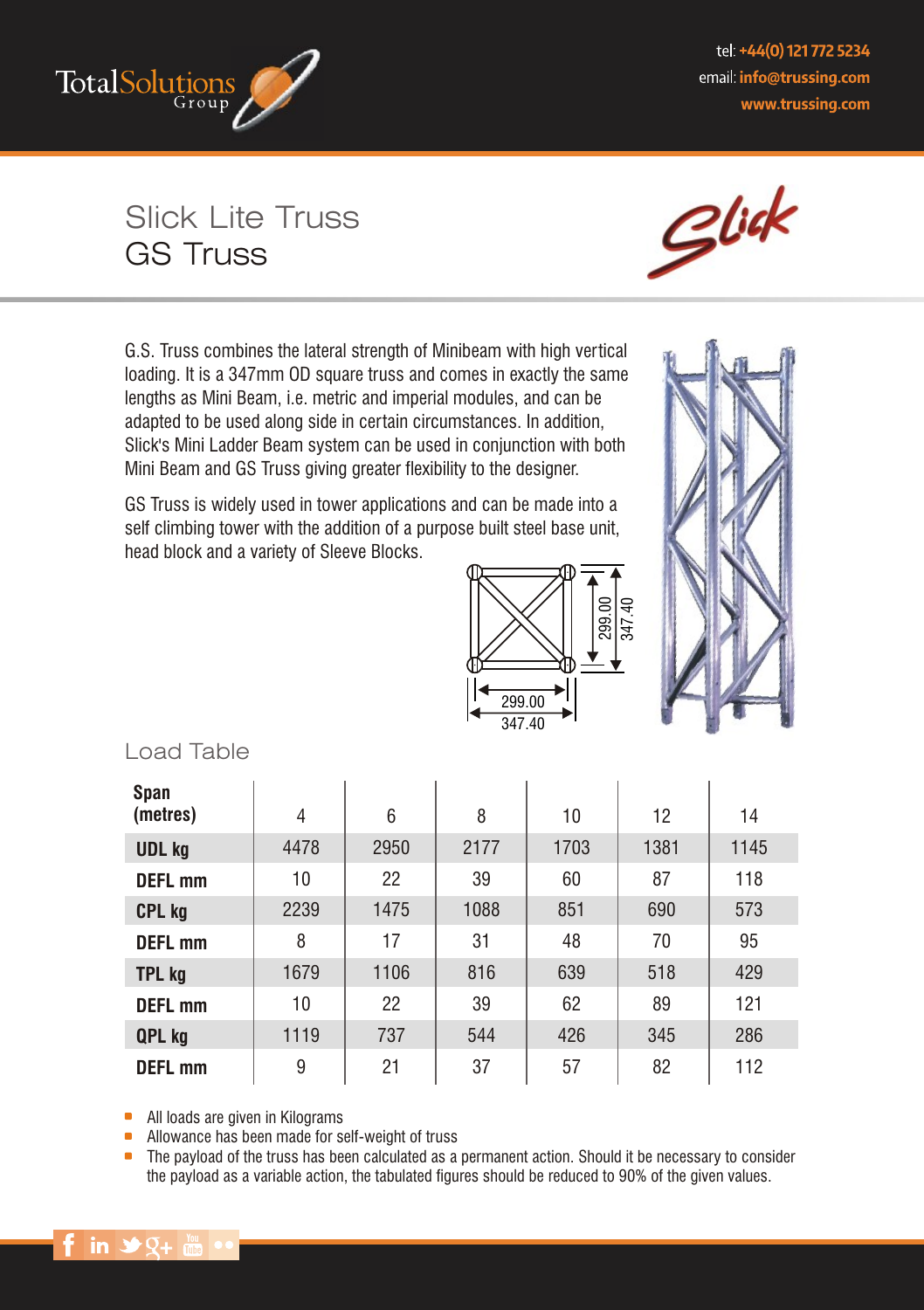tel: +44(0) 121 772 5234
email: info@trussing.com
www.trussing.com

# Slick Lite Truss
## GS Truss

G.S. Truss combines the lateral strength of Minibeam with high vertical loading. It is a 347mm OD square truss and comes in exactly the same lengths as Mini Beam, i.e. metric and imperial modules, and can be adapted to be used along side in certain circumstances. In addition, Slick's Mini Ladder Beam system can be used in conjunction with both Mini Beam and GS Truss giving greater flexibility to the designer.

GS Truss is widely used in tower applications and can be made into a self climbing tower with the addition of a purpose built steel base unit, head block and a variety of Sleeve Blocks.

299.00
347.40
299.00
347.40

### Load Table

| Span (metres) | 4 | 6 | 8 | 10 | 12 | 14 |
|---|---|---|---|---|---|---|
| **UDL kg** | 4478 | 2950 | 2177 | 1703 | 1381 | 1145 |
| **DEFL mm** | 10 | 22 | 39 | 60 | 87 | 118 |
| **CPL kg** | 2239 | 1475 | 1088 | 851 | 690 | 573 |
| **DEFL mm** | 8 | 17 | 31 | 48 | 70 | 95 |
| **TPL kg** | 1679 | 1106 | 816 | 639 | 518 | 429 |
| **DEFL mm** | 10 | 22 | 39 | 62 | 89 | 121 |
| **QPL kg** | 1119 | 737 | 544 | 426 | 345 | 286 |
| **DEFL mm** | 9 | 21 | 37 | 57 | 82 | 112 |

- All loads are given in Kilograms
- Allowance has been made for self-weight of truss
- The payload of the truss has been calculated as a permanent action. Should it be necessary to consider the payload as a variable action, the tabulated figures should be reduced to 90% of the given values.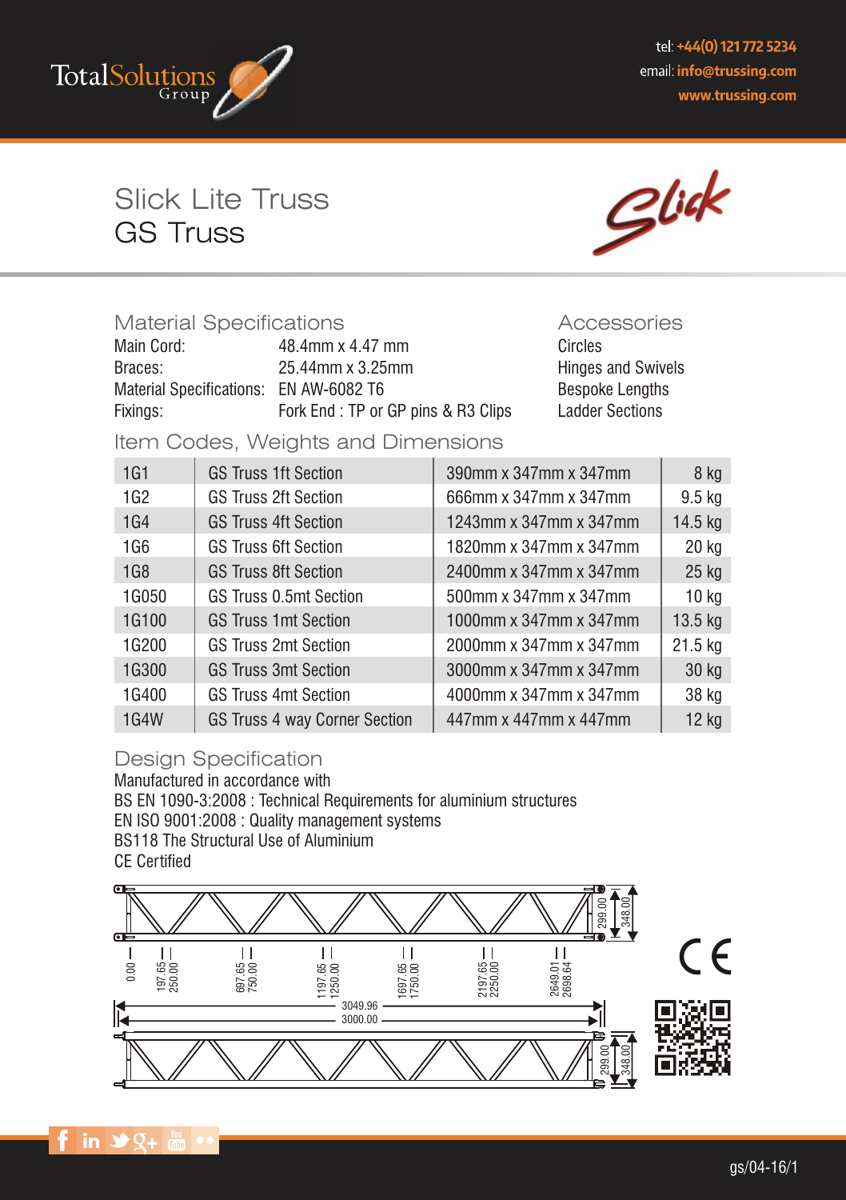# Slick Lite Truss
## GS Truss

## Material Specifications

| | |
|---|---|
| Main Cord: | 48.4mm x 4.47 mm |
| Braces: | 25.44mm x 3.25mm |
| Material Specifications: | EN AW-6082 T6 |
| Fixings: | Fork End : TP or GP pins & R3 Clips |

## Accessories

- Circles
- Hinges and Swivels
- Bespoke Lengths
- Ladder Sections

## Item Codes, Weights and Dimensions

| | | | |
|---|---|---|---|
| 1G1 | GS Truss 1ft Section | 390mm x 347mm x 347mm | 8 kg |
| 1G2 | GS Truss 2ft Section | 666mm x 347mm x 347mm | 9.5 kg |
| 1G4 | GS Truss 4ft Section | 1243mm x 347mm x 347mm | 14.5 kg |
| 1G6 | GS Truss 6ft Section | 1820mm x 347mm x 347mm | 20 kg |
| 1G8 | GS Truss 8ft Section | 2400mm x 347mm x 347mm | 25 kg |
| 1G050 | GS Truss 0.5mt Section | 500mm x 347mm x 347mm | 10 kg |
| 1G100 | GS Truss 1mt Section | 1000mm x 347mm x 347mm | 13.5 kg |
| 1G200 | GS Truss 2mt Section | 2000mm x 347mm x 347mm | 21.5 kg |
| 1G300 | GS Truss 3mt Section | 3000mm x 347mm x 347mm | 30 kg |
| 1G400 | GS Truss 4mt Section | 4000mm x 347mm x 347mm | 38 kg |
| 1G4W | GS Truss 4 way Corner Section | 447mm x 447mm x 447mm | 12 kg |

## Design Specification

Manufactured in accordance with
BS EN 1090-3:2008 : Technical Requirements for aluminium structures
EN ISO 9001:2008 : Quality management systems
BS118 The Structural Use of Aluminium
CE Certified

0.00
197.65
250.00
697.65
750.00
1197.65
1250.00
1697.65
1750.00
2197.65
2250.00
2649.01
2698.64
3049.96
3000.00
299.00
348.00